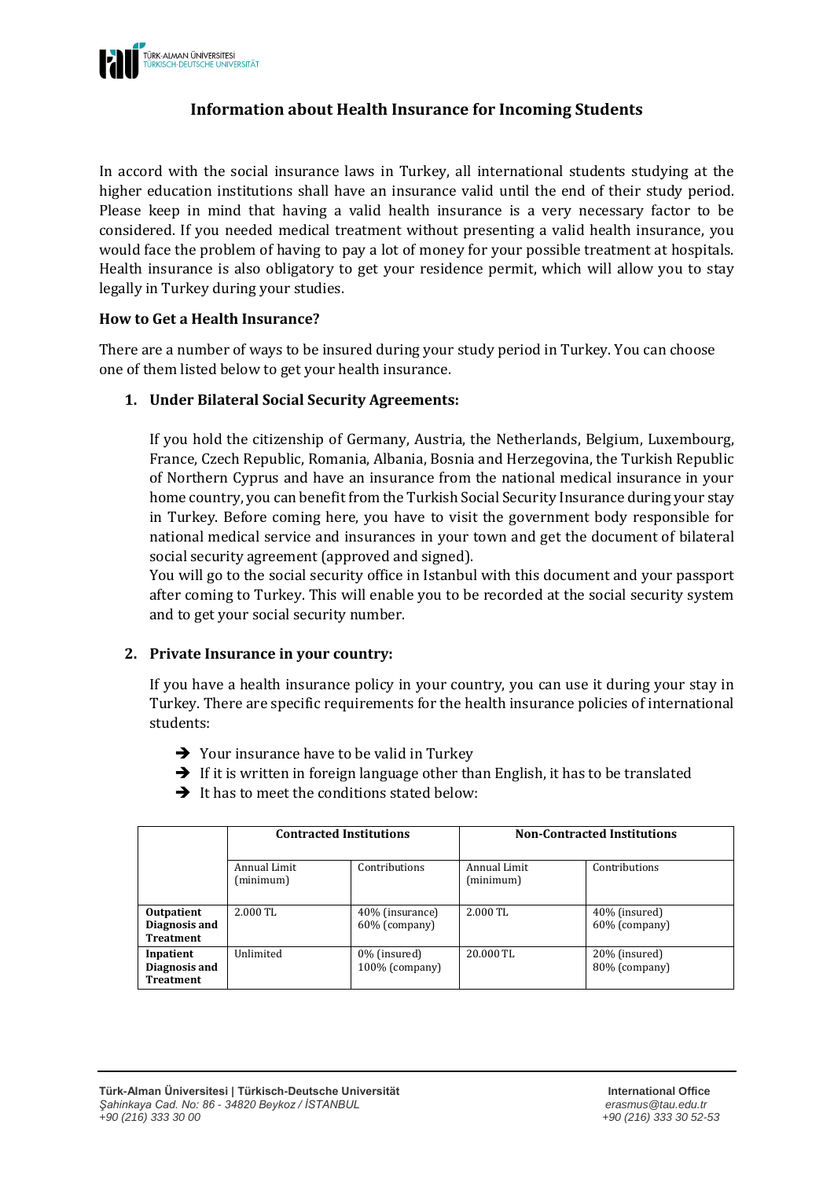# Information about Health Insurance for Incoming Students

In accord with the social insurance laws in Turkey, all international students studying at the higher education institutions shall have an insurance valid until the end of their study period. Please keep in mind that having a valid health insurance is a very necessary factor to be considered. If you needed medical treatment without presenting a valid health insurance, you would face the problem of having to pay a lot of money for your possible treatment at hospitals. Health insurance is also obligatory to get your residence permit, which will allow you to stay legally in Turkey during your studies.

**How to Get a Health Insurance?**

There are a number of ways to be insured during your study period in Turkey. You can choose one of them listed below to get your health insurance.

1. **Under Bilateral Social Security Agreements:**

   If you hold the citizenship of Germany, Austria, the Netherlands, Belgium, Luxembourg, France, Czech Republic, Romania, Albania, Bosnia and Herzegovina, the Turkish Republic of Northern Cyprus and have an insurance from the national medical insurance in your home country, you can benefit from the Turkish Social Security Insurance during your stay in Turkey. Before coming here, you have to visit the government body responsible for national medical service and insurances in your town and get the document of bilateral social security agreement (approved and signed).
   You will go to the social security office in Istanbul with this document and your passport after coming to Turkey. This will enable you to be recorded at the social security system and to get your social security number.

2. **Private Insurance in your country:**

   If you have a health insurance policy in your country, you can use it during your stay in Turkey. There are specific requirements for the health insurance policies of international students:

   - ➔ Your insurance have to be valid in Turkey
   - ➔ If it is written in foreign language other than English, it has to be translated
   - ➔ It has to meet the conditions stated below:

| | **Contracted Institutions** | | **Non-Contracted Institutions** | |
|---|---|---|---|---|
| | Annual Limit (minimum) | Contributions | Annual Limit (minimum) | Contributions |
| **Outpatient Diagnosis and Treatment** | 2.000 TL | 40% (insurance) 60% (company) | 2.000 TL | 40% (insured) 60% (company) |
| **Inpatient Diagnosis and Treatment** | Unlimited | 0% (insured) 100% (company) | 20.000 TL | 20% (insured) 80% (company) |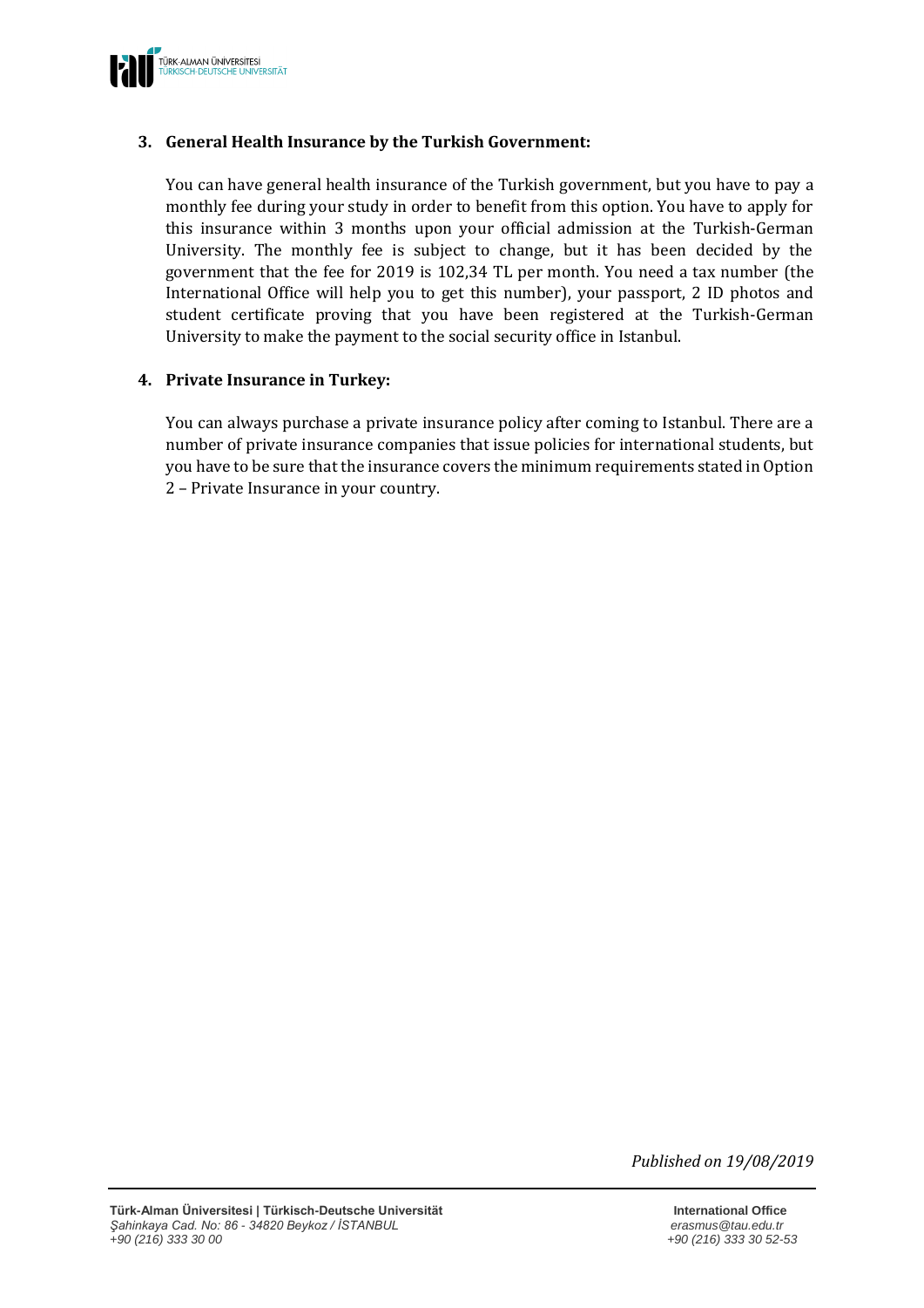3. **General Health Insurance by the Turkish Government:**

   You can have general health insurance of the Turkish government, but you have to pay a monthly fee during your study in order to benefit from this option. You have to apply for this insurance within 3 months upon your official admission at the Turkish-German University. The monthly fee is subject to change, but it has been decided by the government that the fee for 2019 is 102,34 TL per month. You need a tax number (the International Office will help you to get this number), your passport, 2 ID photos and student certificate proving that you have been registered at the Turkish-German University to make the payment to the social security office in Istanbul.

4. **Private Insurance in Turkey:**

   You can always purchase a private insurance policy after coming to Istanbul. There are a number of private insurance companies that issue policies for international students, but you have to be sure that the insurance covers the minimum requirements stated in Option 2 – Private Insurance in your country.

*Published on 19/08/2019*